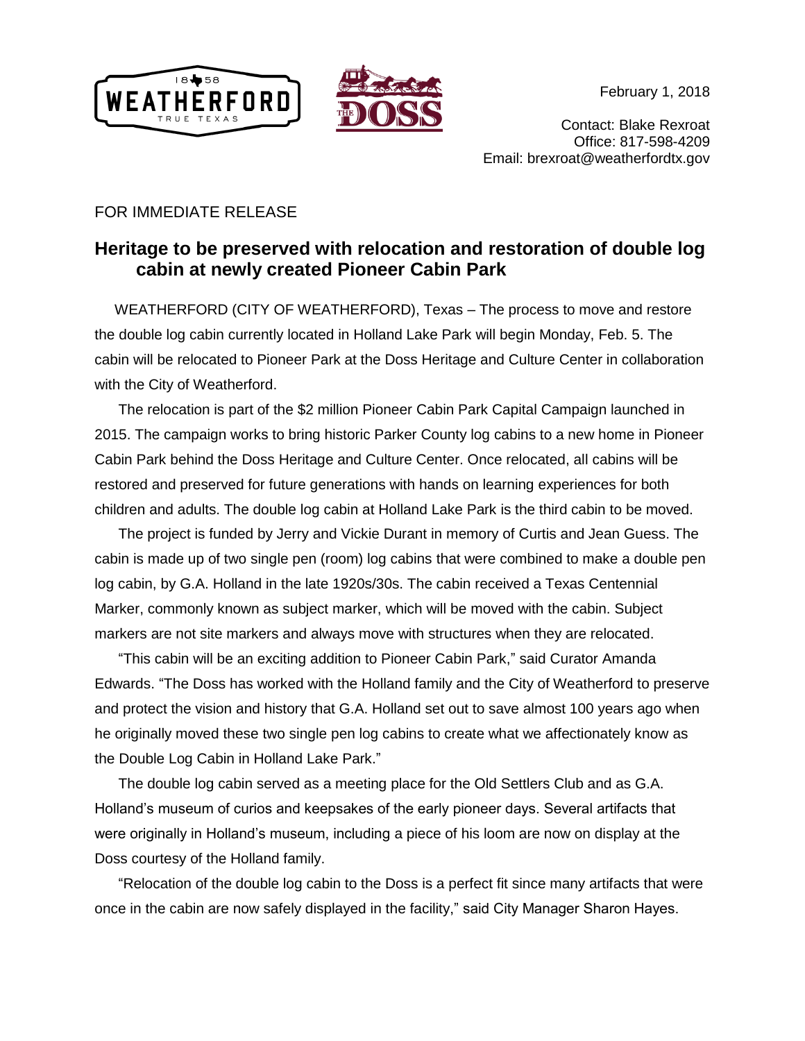February 1, 2018

Contact: Blake Rexroat
Office: 817-598-4209
Email: brexroat@weatherfordtx.gov

FOR IMMEDIATE RELEASE

## Heritage to be preserved with relocation and restoration of double log cabin at newly created Pioneer Cabin Park

WEATHERFORD (CITY OF WEATHERFORD), Texas – The process to move and restore the double log cabin currently located in Holland Lake Park will begin Monday, Feb. 5. The cabin will be relocated to Pioneer Park at the Doss Heritage and Culture Center in collaboration with the City of Weatherford.

The relocation is part of the $2 million Pioneer Cabin Park Capital Campaign launched in 2015. The campaign works to bring historic Parker County log cabins to a new home in Pioneer Cabin Park behind the Doss Heritage and Culture Center. Once relocated, all cabins will be restored and preserved for future generations with hands on learning experiences for both children and adults. The double log cabin at Holland Lake Park is the third cabin to be moved.

The project is funded by Jerry and Vickie Durant in memory of Curtis and Jean Guess. The cabin is made up of two single pen (room) log cabins that were combined to make a double pen log cabin, by G.A. Holland in the late 1920s/30s. The cabin received a Texas Centennial Marker, commonly known as subject marker, which will be moved with the cabin. Subject markers are not site markers and always move with structures when they are relocated.

"This cabin will be an exciting addition to Pioneer Cabin Park," said Curator Amanda Edwards. "The Doss has worked with the Holland family and the City of Weatherford to preserve and protect the vision and history that G.A. Holland set out to save almost 100 years ago when he originally moved these two single pen log cabins to create what we affectionately know as the Double Log Cabin in Holland Lake Park."

The double log cabin served as a meeting place for the Old Settlers Club and as G.A. Holland's museum of curios and keepsakes of the early pioneer days. Several artifacts that were originally in Holland's museum, including a piece of his loom are now on display at the Doss courtesy of the Holland family.

"Relocation of the double log cabin to the Doss is a perfect fit since many artifacts that were once in the cabin are now safely displayed in the facility," said City Manager Sharon Hayes.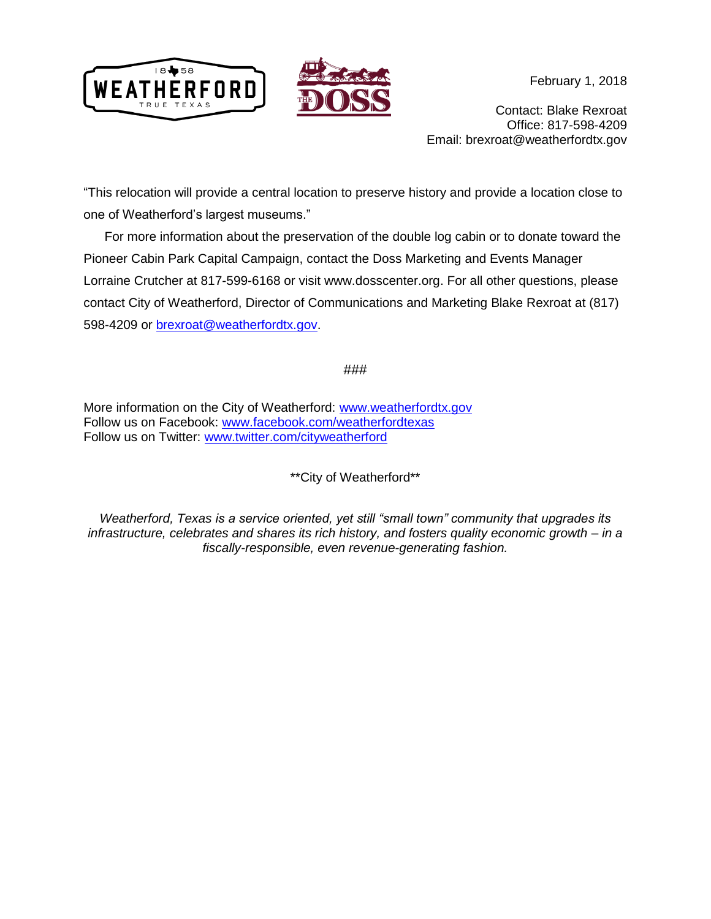February 1, 2018

Contact: Blake Rexroat
Office: 817-598-4209
Email: brexroat@weatherfordtx.gov

"This relocation will provide a central location to preserve history and provide a location close to one of Weatherford's largest museums."

For more information about the preservation of the double log cabin or to donate toward the Pioneer Cabin Park Capital Campaign, contact the Doss Marketing and Events Manager Lorraine Crutcher at 817-599-6168 or visit www.dosscenter.org. For all other questions, please contact City of Weatherford, Director of Communications and Marketing Blake Rexroat at (817) 598-4209 or brexroat@weatherfordtx.gov.

###

More information on the City of Weatherford: www.weatherfordtx.gov
Follow us on Facebook: www.facebook.com/weatherfordtexas
Follow us on Twitter: www.twitter.com/cityweatherford

**City of Weatherford**

*Weatherford, Texas is a service oriented, yet still "small town" community that upgrades its infrastructure, celebrates and shares its rich history, and fosters quality economic growth – in a fiscally-responsible, even revenue-generating fashion.*